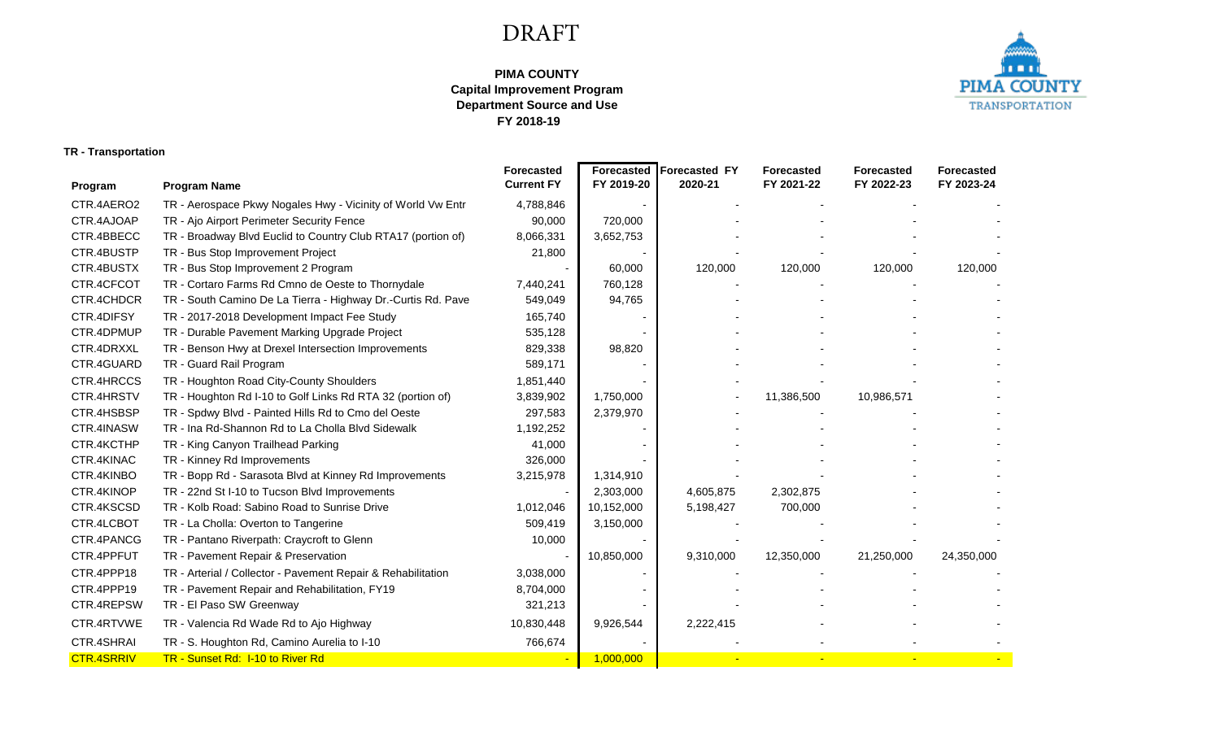# DRAFT

**PIMA COUNTY**
**Capital Improvement Program**
**Department Source and Use**
**FY 2018-19**

**TR - Transportation**

| Program | Program Name | Forecasted Current FY | Forecasted FY 2019-20 | Forecasted FY 2020-21 | Forecasted FY 2021-22 | Forecasted FY 2022-23 | Forecasted FY 2023-24 |
|---|---|---|---|---|---|---|---|
| CTR.4AERO2 | TR - Aerospace Pkwy Nogales Hwy - Vicinity of World Vw Entr | 4,788,846 | - | - | - | - | - |
| CTR.4AJOAP | TR - Ajo Airport Perimeter Security Fence | 90,000 | 720,000 | - | - | - | - |
| CTR.4BBECC | TR - Broadway Blvd Euclid to Country Club RTA17 (portion of) | 8,066,331 | 3,652,753 | - | - | - | - |
| CTR.4BUSTP | TR - Bus Stop Improvement Project | 21,800 | - | - | - | - | - |
| CTR.4BUSTX | TR - Bus Stop Improvement 2 Program | - | 60,000 | 120,000 | 120,000 | 120,000 | 120,000 |
| CTR.4CFCOT | TR - Cortaro Farms Rd Cmno de Oeste to Thornydale | 7,440,241 | 760,128 | - | - | - | - |
| CTR.4CHDCR | TR - South Camino De La Tierra - Highway Dr.-Curtis Rd. Pave | 549,049 | 94,765 | - | - | - | - |
| CTR.4DIFSY | TR - 2017-2018 Development Impact Fee Study | 165,740 | - | - | - | - | - |
| CTR.4DPMUP | TR - Durable Pavement Marking Upgrade Project | 535,128 | - | - | - | - | - |
| CTR.4DRXXL | TR - Benson Hwy at Drexel Intersection Improvements | 829,338 | 98,820 | - | - | - | - |
| CTR.4GUARD | TR - Guard Rail Program | 589,171 | - | - | - | - | - |
| CTR.4HRCCS | TR - Houghton Road City-County Shoulders | 1,851,440 | - | - | - | - | - |
| CTR.4HRSTV | TR - Houghton Rd I-10 to Golf Links Rd RTA 32 (portion of) | 3,839,902 | 1,750,000 | - | 11,386,500 | 10,986,571 | - |
| CTR.4HSBSP | TR - Spdwy Blvd - Painted Hills Rd to Cmo del Oeste | 297,583 | 2,379,970 | - | - | - | - |
| CTR.4INASW | TR - Ina Rd-Shannon Rd to La Cholla Blvd Sidewalk | 1,192,252 | - | - | - | - | - |
| CTR.4KCTHP | TR - King Canyon Trailhead Parking | 41,000 | - | - | - | - | - |
| CTR.4KINAC | TR - Kinney Rd Improvements | 326,000 | - | - | - | - | - |
| CTR.4KINBO | TR - Bopp Rd - Sarasota Blvd at Kinney Rd Improvements | 3,215,978 | 1,314,910 | - | - | - | - |
| CTR.4KINOP | TR - 22nd St I-10 to Tucson Blvd Improvements | - | 2,303,000 | 4,605,875 | 2,302,875 | - | - |
| CTR.4KSCSD | TR - Kolb Road: Sabino Road to Sunrise Drive | 1,012,046 | 10,152,000 | 5,198,427 | 700,000 | - | - |
| CTR.4LCBOT | TR - La Cholla: Overton to Tangerine | 509,419 | 3,150,000 | - | - | - | - |
| CTR.4PANCG | TR - Pantano Riverpath: Craycroft to Glenn | 10,000 | - | - | - | - | - |
| CTR.4PPFUT | TR - Pavement Repair & Preservation | - | 10,850,000 | 9,310,000 | 12,350,000 | 21,250,000 | 24,350,000 |
| CTR.4PPP18 | TR - Arterial / Collector - Pavement Repair & Rehabilitation | 3,038,000 | - | - | - | - | - |
| CTR.4PPP19 | TR - Pavement Repair and Rehabilitation, FY19 | 8,704,000 | - | - | - | - | - |
| CTR.4REPSW | TR - El Paso SW Greenway | 321,213 | - | - | - | - | - |
| CTR.4RTVWE | TR - Valencia Rd Wade Rd to Ajo Highway | 10,830,448 | 9,926,544 | 2,222,415 | - | - | - |
| CTR.4SHRAI | TR - S. Houghton Rd, Camino Aurelia to I-10 | 766,674 | - | - | - | - | - |
| CTR.4SRRIV | TR - Sunset Rd: I-10 to River Rd | - | 1,000,000 | - | - | - | - |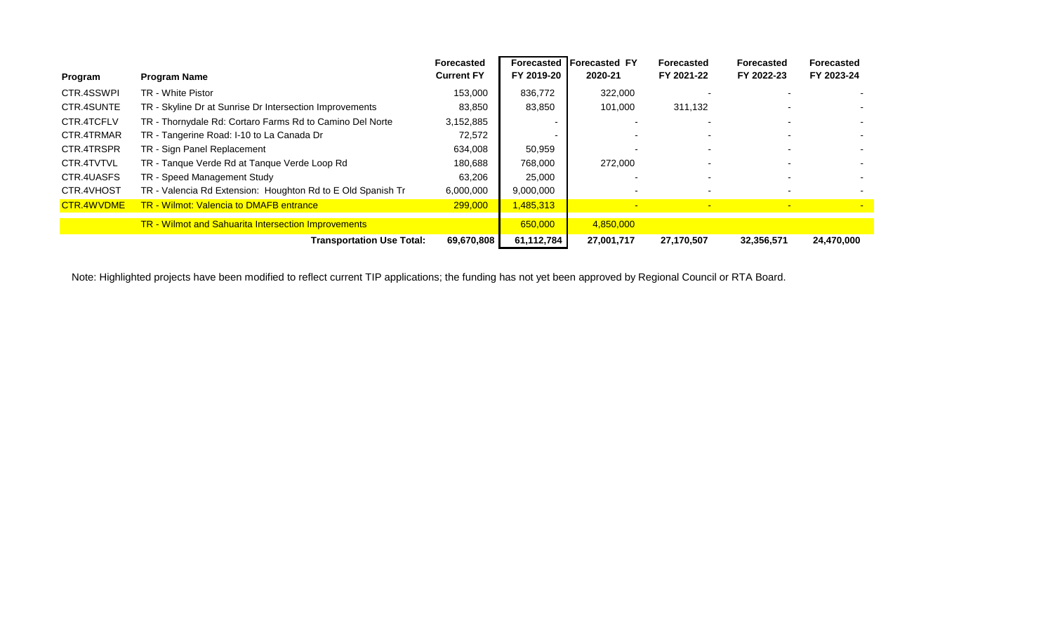| Program | Program Name | Forecasted Current FY | Forecasted FY 2019-20 | Forecasted FY 2020-21 | Forecasted FY 2021-22 | Forecasted FY 2022-23 | Forecasted FY 2023-24 |
|---|---|---|---|---|---|---|---|
| CTR.4SSWPI | TR - White Pistor | 153,000 | 836,772 | 322,000 | - | - | - |
| CTR.4SUNTE | TR - Skyline Dr at Sunrise Dr Intersection Improvements | 83,850 | 83,850 | 101,000 | 311,132 | - | - |
| CTR.4TCFLV | TR - Thornydale Rd: Cortaro Farms Rd to Camino Del Norte | 3,152,885 | - | - | - | - | - |
| CTR.4TRMAR | TR - Tangerine Road: I-10 to La Canada Dr | 72,572 | - | - | - | - | - |
| CTR.4TRSPR | TR - Sign Panel Replacement | 634,008 | 50,959 | - | - | - | - |
| CTR.4TVTVL | TR - Tanque Verde Rd at Tanque Verde Loop Rd | 180,688 | 768,000 | 272,000 | - | - | - |
| CTR.4UASFS | TR - Speed Management Study | 63,206 | 25,000 | - | - | - | - |
| CTR.4VHOST | TR - Valencia Rd Extension: Houghton Rd to E Old Spanish Tr | 6,000,000 | 9,000,000 | - | - | - | - |
| CTR.4WVDME | TR - Wilmot: Valencia to DMAFB entrance | 299,000 | 1,485,313 | - | - | - | - |
| | TR - Wilmot and Sahuarita Intersection Improvements | | 650,000 | 4,850,000 | | | |
| | **Transportation Use Total:** | **69,670,808** | **61,112,784** | **27,001,717** | **27,170,507** | **32,356,571** | **24,470,000** |

Note: Highlighted projects have been modified to reflect current TIP applications; the funding has not yet been approved by Regional Council or RTA Board.